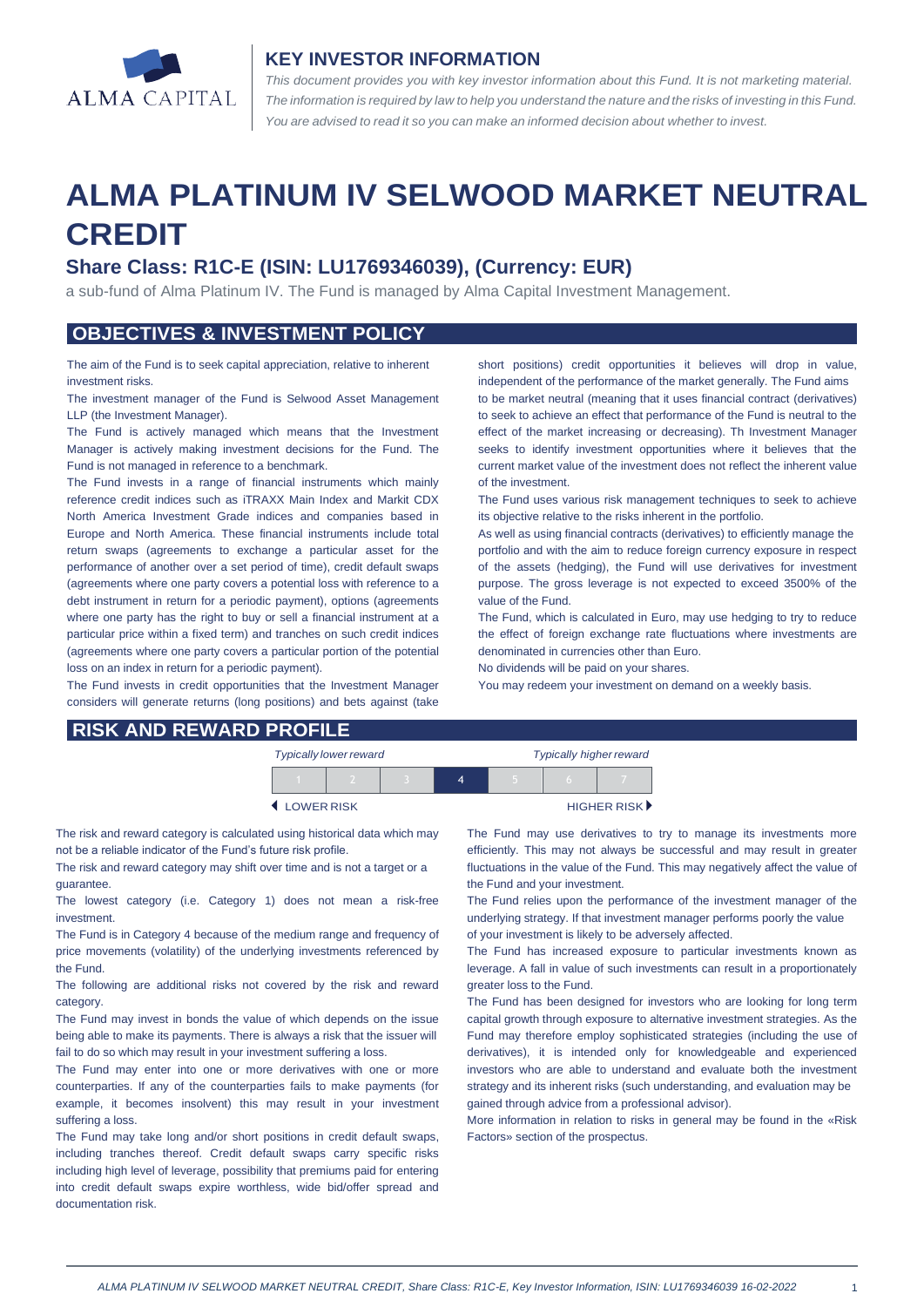ALMA CAPITAL

## KEY INVESTOR INFORMATION

*This document provides you with key investor information about this Fund. It is not marketing material. The information is required by law to help you understand the nature and the risks of investing in this Fund. You are advised to read it so you can make an informed decision about whether to invest.*

# ALMA PLATINUM IV SELWOOD MARKET NEUTRAL CREDIT

### Share Class: R1C-E (ISIN: LU1769346039), (Currency: EUR)

a sub-fund of Alma Platinum IV. The Fund is managed by Alma Capital Investment Management.

## OBJECTIVES & INVESTMENT POLICY

The aim of the Fund is to seek capital appreciation, relative to inherent investment risks.

The investment manager of the Fund is Selwood Asset Management LLP (the Investment Manager).

The Fund is actively managed which means that the Investment Manager is actively making investment decisions for the Fund. The Fund is not managed in reference to a benchmark.

The Fund invests in a range of financial instruments which mainly reference credit indices such as iTRAXX Main Index and Markit CDX North America Investment Grade indices and companies based in Europe and North America. These financial instruments include total return swaps (agreements to exchange a particular asset for the performance of another over a set period of time), credit default swaps (agreements where one party covers a potential loss with reference to a debt instrument in return for a periodic payment), options (agreements where one party has the right to buy or sell a financial instrument at a particular price within a fixed term) and tranches on such credit indices (agreements where one party covers a particular portion of the potential loss on an index in return for a periodic payment).

The Fund invests in credit opportunities that the Investment Manager considers will generate returns (long positions) and bets against (take short positions) credit opportunities it believes will drop in value, independent of the performance of the market generally. The Fund aims to be market neutral (meaning that it uses financial contract (derivatives) to seek to achieve an effect that performance of the Fund is neutral to the effect of the market increasing or decreasing). Th Investment Manager seeks to identify investment opportunities where it believes that the current market value of the investment does not reflect the inherent value of the investment.

The Fund uses various risk management techniques to seek to achieve its objective relative to the risks inherent in the portfolio.

As well as using financial contracts (derivatives) to efficiently manage the portfolio and with the aim to reduce foreign currency exposure in respect of the assets (hedging), the Fund will use derivatives for investment purpose. The gross leverage is not expected to exceed 3500% of the value of the Fund.

The Fund, which is calculated in Euro, may use hedging to try to reduce the effect of foreign exchange rate fluctuations where investments are denominated in currencies other than Euro.

No dividends will be paid on your shares.

You may redeem your investment on demand on a weekly basis.

## RISK AND REWARD PROFILE

*Typically lower reward* — *Typically higher reward*

| 1 | 2 | 3 | **4** | 5 | 6 | 7 |
|---|---|---|---|---|---|---|

◀ LOWER RISK — HIGHER RISK ▶

The risk and reward category is calculated using historical data which may not be a reliable indicator of the Fund's future risk profile.

The risk and reward category may shift over time and is not a target or a guarantee.

The lowest category (i.e. Category 1) does not mean a risk-free investment.

The Fund is in Category 4 because of the medium range and frequency of price movements (volatility) of the underlying investments referenced by the Fund.

The following are additional risks not covered by the risk and reward category.

The Fund may invest in bonds the value of which depends on the issue being able to make its payments. There is always a risk that the issuer will fail to do so which may result in your investment suffering a loss.

The Fund may enter into one or more derivatives with one or more counterparties. If any of the counterparties fails to make payments (for example, it becomes insolvent) this may result in your investment suffering a loss.

The Fund may take long and/or short positions in credit default swaps, including tranches thereof. Credit default swaps carry specific risks including high level of leverage, possibility that premiums paid for entering into credit default swaps expire worthless, wide bid/offer spread and documentation risk.

The Fund may use derivatives to try to manage its investments more efficiently. This may not always be successful and may result in greater fluctuations in the value of the Fund. This may negatively affect the value of the Fund and your investment.

The Fund relies upon the performance of the investment manager of the underlying strategy. If that investment manager performs poorly the value of your investment is likely to be adversely affected.

The Fund has increased exposure to particular investments known as leverage. A fall in value of such investments can result in a proportionately greater loss to the Fund.

The Fund has been designed for investors who are looking for long term capital growth through exposure to alternative investment strategies. As the Fund may therefore employ sophisticated strategies (including the use of derivatives), it is intended only for knowledgeable and experienced investors who are able to understand and evaluate both the investment strategy and its inherent risks (such understanding, and evaluation may be gained through advice from a professional advisor).

More information in relation to risks in general may be found in the «Risk Factors» section of the prospectus.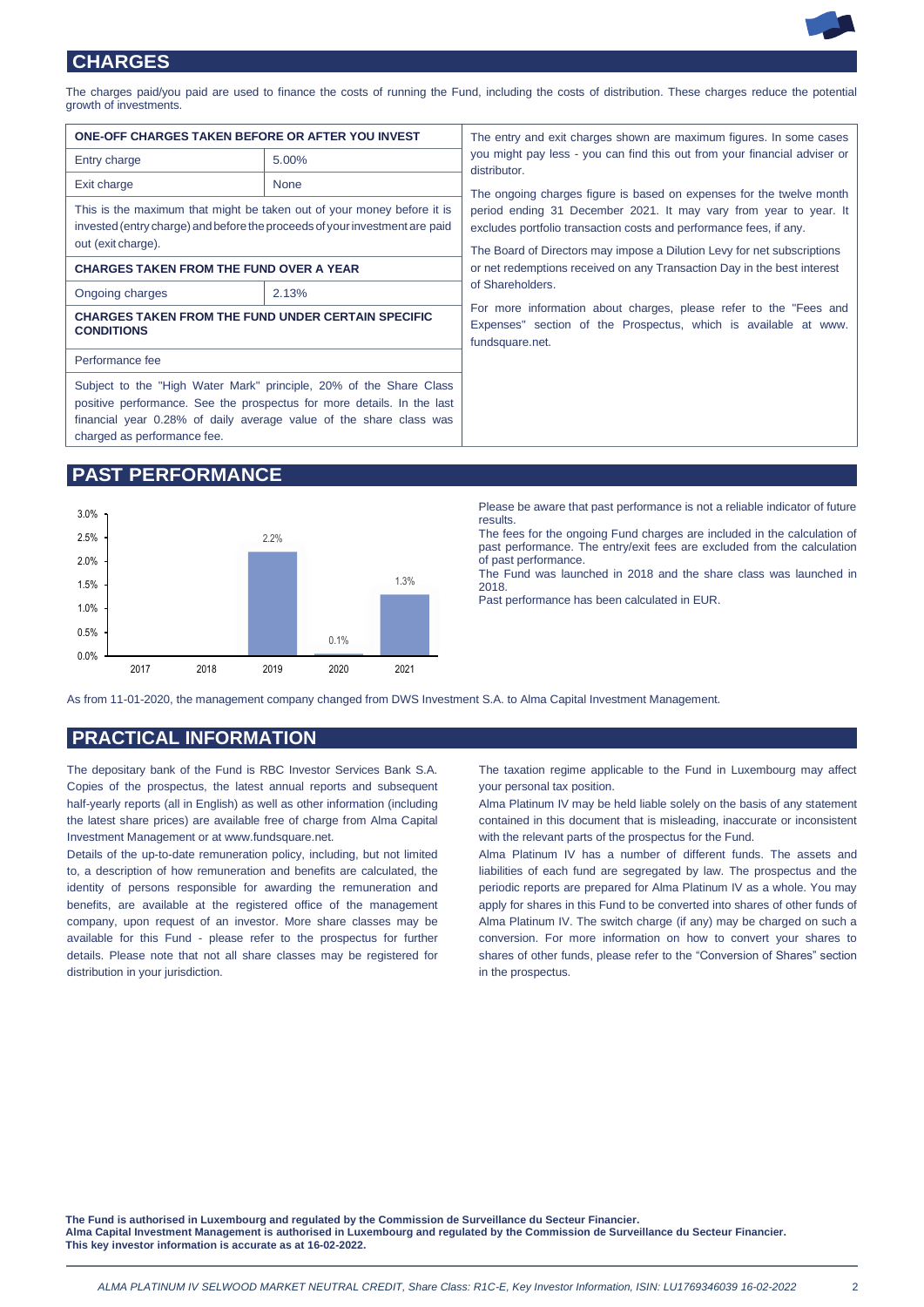## CHARGES

The charges paid/you paid are used to finance the costs of running the Fund, including the costs of distribution. These charges reduce the potential growth of investments.

| ONE-OFF CHARGES TAKEN BEFORE OR AFTER YOU INVEST | |
|---|---|
| Entry charge | 5.00% |
| Exit charge | None |
| This is the maximum that might be taken out of your money before it is invested (entry charge) and before the proceeds of your investment are paid out (exit charge). | |
| **CHARGES TAKEN FROM THE FUND OVER A YEAR** | |
| Ongoing charges | 2.13% |
| **CHARGES TAKEN FROM THE FUND UNDER CERTAIN SPECIFIC CONDITIONS** | |
| Performance fee | |
| Subject to the "High Water Mark" principle, 20% of the Share Class positive performance. See the prospectus for more details. In the last financial year 0.28% of daily average value of the share class was charged as performance fee. | |

The entry and exit charges shown are maximum figures. In some cases you might pay less - you can find this out from your financial adviser or distributor.

The ongoing charges figure is based on expenses for the twelve month period ending 31 December 2021. It may vary from year to year. It excludes portfolio transaction costs and performance fees, if any.

The Board of Directors may impose a Dilution Levy for net subscriptions or net redemptions received on any Transaction Day in the best interest of Shareholders.

For more information about charges, please refer to the "Fees and Expenses" section of the Prospectus, which is available at www.fundsquare.net.

## PAST PERFORMANCE

3.0%
2.5%
2.0%
1.5%
1.0%
0.5%
0.0%

2.2%
0.1%
1.3%

2017 2018 2019 2020 2021

Please be aware that past performance is not a reliable indicator of future results.

The fees for the ongoing Fund charges are included in the calculation of past performance. The entry/exit fees are excluded from the calculation of past performance.

The Fund was launched in 2018 and the share class was launched in 2018.

Past performance has been calculated in EUR.

As from 11-01-2020, the management company changed from DWS Investment S.A. to Alma Capital Investment Management.

## PRACTICAL INFORMATION

The depositary bank of the Fund is RBC Investor Services Bank S.A. Copies of the prospectus, the latest annual reports and subsequent half-yearly reports (all in English) as well as other information (including the latest share prices) are available free of charge from Alma Capital Investment Management or at www.fundsquare.net.

Details of the up-to-date remuneration policy, including, but not limited to, a description of how remuneration and benefits are calculated, the identity of persons responsible for awarding the remuneration and benefits, are available at the registered office of the management company, upon request of an investor. More share classes may be available for this Fund - please refer to the prospectus for further details. Please note that not all share classes may be registered for distribution in your jurisdiction.

The taxation regime applicable to the Fund in Luxembourg may affect your personal tax position.

Alma Platinum IV may be held liable solely on the basis of any statement contained in this document that is misleading, inaccurate or inconsistent with the relevant parts of the prospectus for the Fund.

Alma Platinum IV has a number of different funds. The assets and liabilities of each fund are segregated by law. The prospectus and the periodic reports are prepared for Alma Platinum IV as a whole. You may apply for shares in this Fund to be converted into shares of other funds of Alma Platinum IV. The switch charge (if any) may be charged on such a conversion. For more information on how to convert your shares to shares of other funds, please refer to the "Conversion of Shares" section in the prospectus.

**The Fund is authorised in Luxembourg and regulated by the Commission de Surveillance du Secteur Financier.**
**Alma Capital Investment Management is authorised in Luxembourg and regulated by the Commission de Surveillance du Secteur Financier.**
**This key investor information is accurate as at 16-02-2022.**